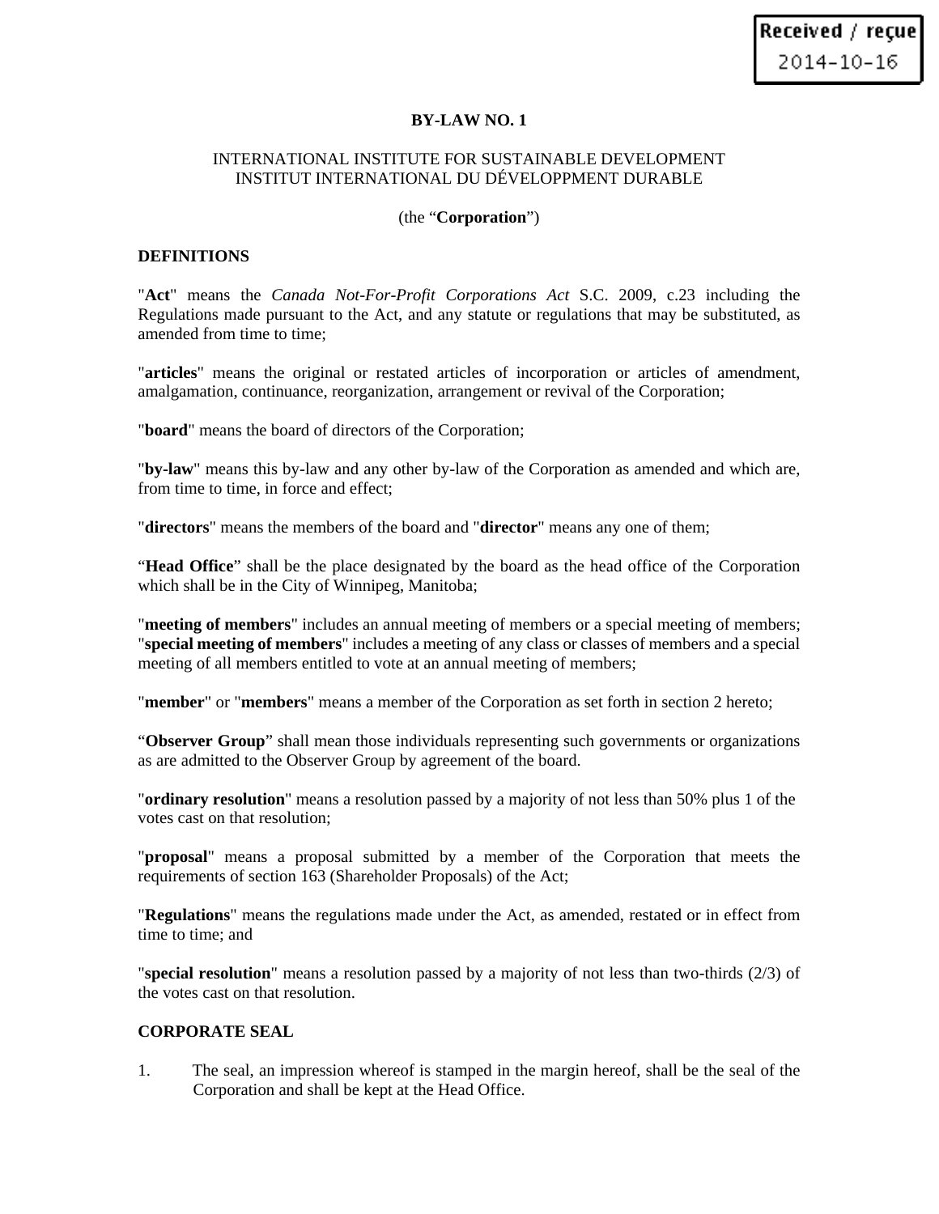Received / reçue
2014-10-16

# BY-LAW NO. 1

INTERNATIONAL INSTITUTE FOR SUSTAINABLE DEVELOPMENT
INSTITUT INTERNATIONAL DU DÉVELOPPMENT DURABLE

(the "**Corporation**")

## DEFINITIONS

"**Act**" means the *Canada Not-For-Profit Corporations Act* S.C. 2009, c.23 including the Regulations made pursuant to the Act, and any statute or regulations that may be substituted, as amended from time to time;

"**articles**" means the original or restated articles of incorporation or articles of amendment, amalgamation, continuance, reorganization, arrangement or revival of the Corporation;

"**board**" means the board of directors of the Corporation;

"**by-law**" means this by-law and any other by-law of the Corporation as amended and which are, from time to time, in force and effect;

"**directors**" means the members of the board and "**director**" means any one of them;

"**Head Office**" shall be the place designated by the board as the head office of the Corporation which shall be in the City of Winnipeg, Manitoba;

"**meeting of members**" includes an annual meeting of members or a special meeting of members; "**special meeting of members**" includes a meeting of any class or classes of members and a special meeting of all members entitled to vote at an annual meeting of members;

"**member**" or "**members**" means a member of the Corporation as set forth in section 2 hereto;

"**Observer Group**" shall mean those individuals representing such governments or organizations as are admitted to the Observer Group by agreement of the board.

"**ordinary resolution**" means a resolution passed by a majority of not less than 50% plus 1 of the votes cast on that resolution;

"**proposal**" means a proposal submitted by a member of the Corporation that meets the requirements of section 163 (Shareholder Proposals) of the Act;

"**Regulations**" means the regulations made under the Act, as amended, restated or in effect from time to time; and

"**special resolution**" means a resolution passed by a majority of not less than two-thirds (2/3) of the votes cast on that resolution.

## CORPORATE SEAL

1. The seal, an impression whereof is stamped in the margin hereof, shall be the seal of the Corporation and shall be kept at the Head Office.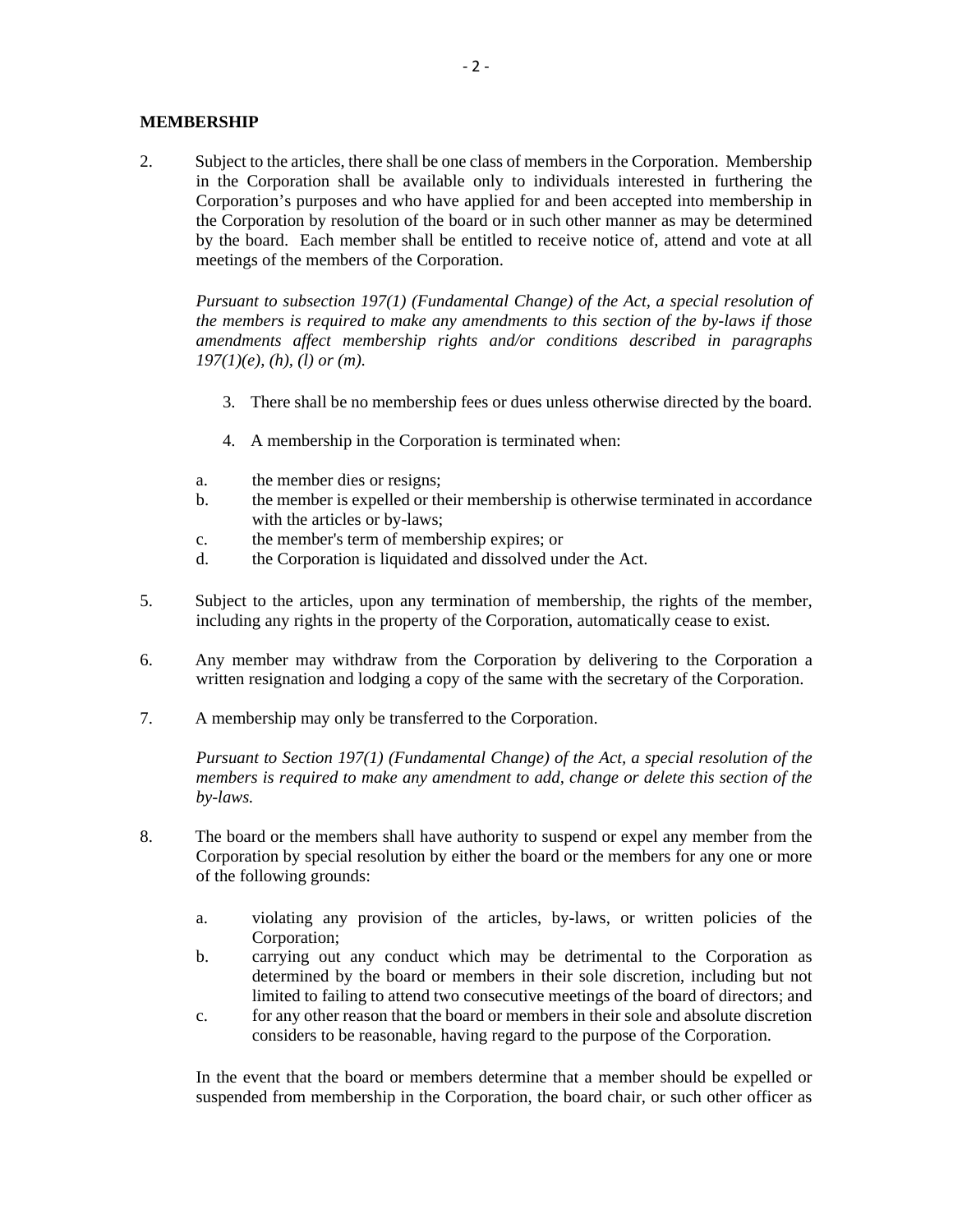**MEMBERSHIP**

2. Subject to the articles, there shall be one class of members in the Corporation. Membership in the Corporation shall be available only to individuals interested in furthering the Corporation's purposes and who have applied for and been accepted into membership in the Corporation by resolution of the board or in such other manner as may be determined by the board. Each member shall be entitled to receive notice of, attend and vote at all meetings of the members of the Corporation.

   *Pursuant to subsection 197(1) (Fundamental Change) of the Act, a special resolution of the members is required to make any amendments to this section of the by-laws if those amendments affect membership rights and/or conditions described in paragraphs 197(1)(e), (h), (l) or (m).*

3. There shall be no membership fees or dues unless otherwise directed by the board.

4. A membership in the Corporation is terminated when:

   a. the member dies or resigns;
   b. the member is expelled or their membership is otherwise terminated in accordance with the articles or by-laws;
   c. the member's term of membership expires; or
   d. the Corporation is liquidated and dissolved under the Act.

5. Subject to the articles, upon any termination of membership, the rights of the member, including any rights in the property of the Corporation, automatically cease to exist.

6. Any member may withdraw from the Corporation by delivering to the Corporation a written resignation and lodging a copy of the same with the secretary of the Corporation.

7. A membership may only be transferred to the Corporation.

   *Pursuant to Section 197(1) (Fundamental Change) of the Act, a special resolution of the members is required to make any amendment to add, change or delete this section of the by-laws.*

8. The board or the members shall have authority to suspend or expel any member from the Corporation by special resolution by either the board or the members for any one or more of the following grounds:

   a. violating any provision of the articles, by-laws, or written policies of the Corporation;
   b. carrying out any conduct which may be detrimental to the Corporation as determined by the board or members in their sole discretion, including but not limited to failing to attend two consecutive meetings of the board of directors; and
   c. for any other reason that the board or members in their sole and absolute discretion considers to be reasonable, having regard to the purpose of the Corporation.

   In the event that the board or members determine that a member should be expelled or suspended from membership in the Corporation, the board chair, or such other officer as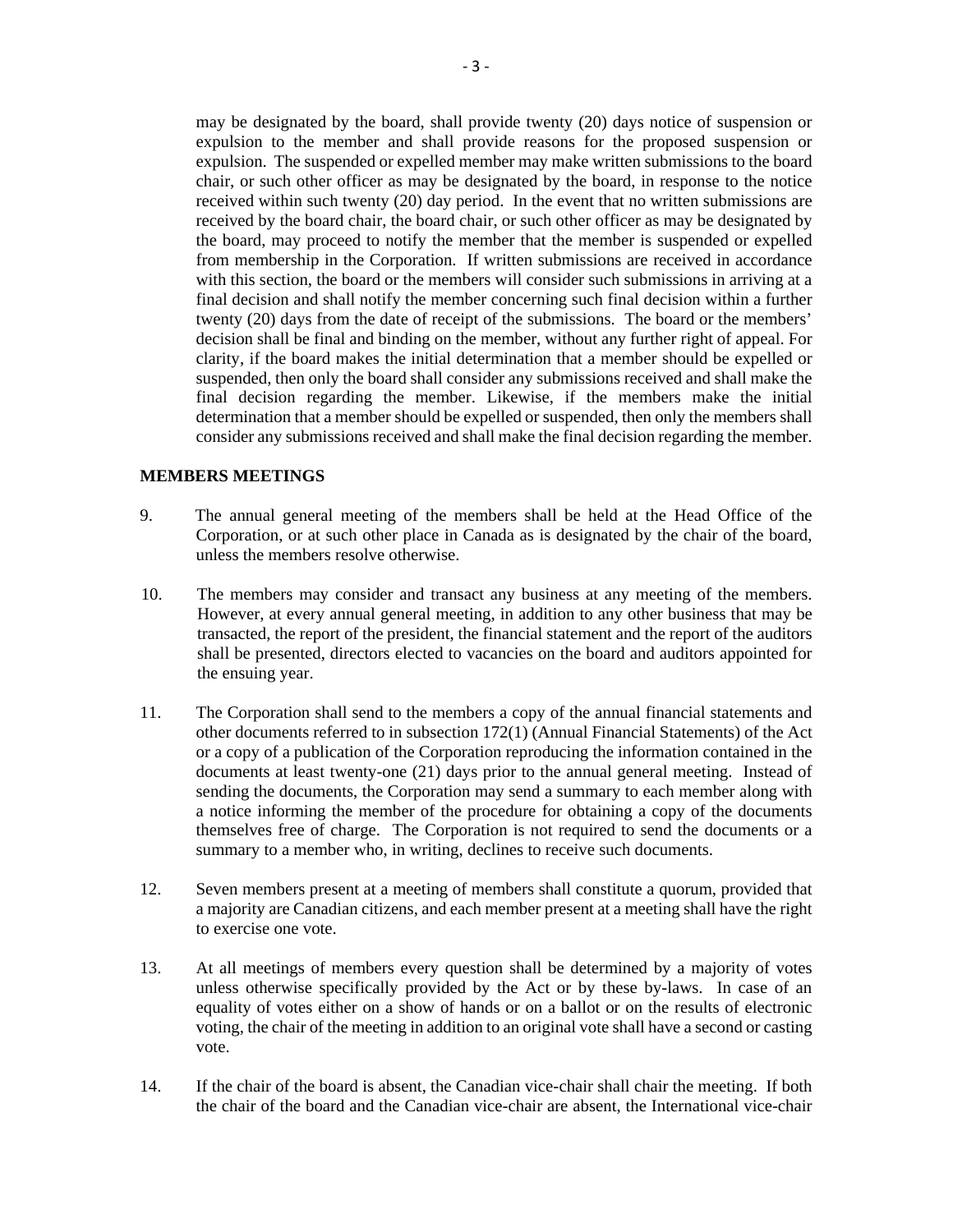may be designated by the board, shall provide twenty (20) days notice of suspension or expulsion to the member and shall provide reasons for the proposed suspension or expulsion. The suspended or expelled member may make written submissions to the board chair, or such other officer as may be designated by the board, in response to the notice received within such twenty (20) day period. In the event that no written submissions are received by the board chair, the board chair, or such other officer as may be designated by the board, may proceed to notify the member that the member is suspended or expelled from membership in the Corporation. If written submissions are received in accordance with this section, the board or the members will consider such submissions in arriving at a final decision and shall notify the member concerning such final decision within a further twenty (20) days from the date of receipt of the submissions. The board or the members' decision shall be final and binding on the member, without any further right of appeal. For clarity, if the board makes the initial determination that a member should be expelled or suspended, then only the board shall consider any submissions received and shall make the final decision regarding the member. Likewise, if the members make the initial determination that a member should be expelled or suspended, then only the members shall consider any submissions received and shall make the final decision regarding the member.

**MEMBERS MEETINGS**

9. The annual general meeting of the members shall be held at the Head Office of the Corporation, or at such other place in Canada as is designated by the chair of the board, unless the members resolve otherwise.

10. The members may consider and transact any business at any meeting of the members. However, at every annual general meeting, in addition to any other business that may be transacted, the report of the president, the financial statement and the report of the auditors shall be presented, directors elected to vacancies on the board and auditors appointed for the ensuing year.

11. The Corporation shall send to the members a copy of the annual financial statements and other documents referred to in subsection 172(1) (Annual Financial Statements) of the Act or a copy of a publication of the Corporation reproducing the information contained in the documents at least twenty-one (21) days prior to the annual general meeting. Instead of sending the documents, the Corporation may send a summary to each member along with a notice informing the member of the procedure for obtaining a copy of the documents themselves free of charge. The Corporation is not required to send the documents or a summary to a member who, in writing, declines to receive such documents.

12. Seven members present at a meeting of members shall constitute a quorum, provided that a majority are Canadian citizens, and each member present at a meeting shall have the right to exercise one vote.

13. At all meetings of members every question shall be determined by a majority of votes unless otherwise specifically provided by the Act or by these by-laws. In case of an equality of votes either on a show of hands or on a ballot or on the results of electronic voting, the chair of the meeting in addition to an original vote shall have a second or casting vote.

14. If the chair of the board is absent, the Canadian vice-chair shall chair the meeting. If both the chair of the board and the Canadian vice-chair are absent, the International vice-chair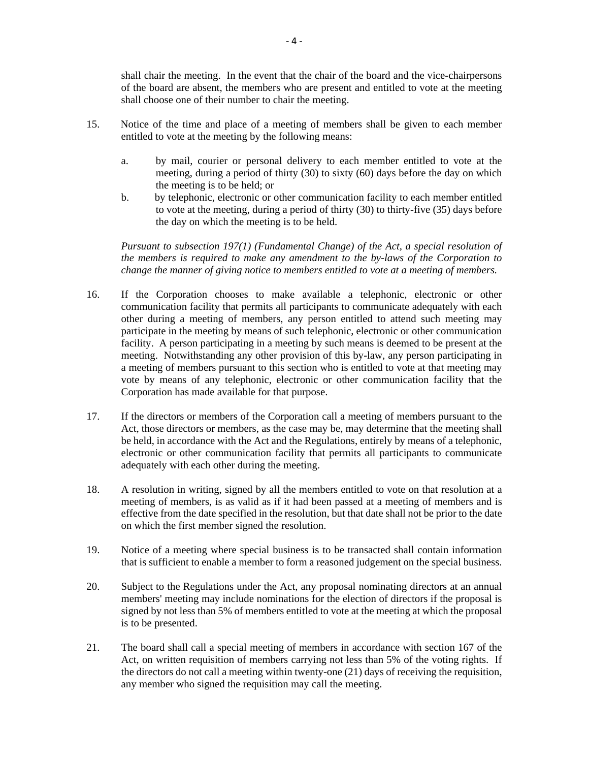shall chair the meeting. In the event that the chair of the board and the vice-chairpersons of the board are absent, the members who are present and entitled to vote at the meeting shall choose one of their number to chair the meeting.

15. Notice of the time and place of a meeting of members shall be given to each member entitled to vote at the meeting by the following means:

    a. by mail, courier or personal delivery to each member entitled to vote at the meeting, during a period of thirty (30) to sixty (60) days before the day on which the meeting is to be held; or
    b. by telephonic, electronic or other communication facility to each member entitled to vote at the meeting, during a period of thirty (30) to thirty-five (35) days before the day on which the meeting is to be held.

    *Pursuant to subsection 197(1) (Fundamental Change) of the Act, a special resolution of the members is required to make any amendment to the by-laws of the Corporation to change the manner of giving notice to members entitled to vote at a meeting of members.*

16. If the Corporation chooses to make available a telephonic, electronic or other communication facility that permits all participants to communicate adequately with each other during a meeting of members, any person entitled to attend such meeting may participate in the meeting by means of such telephonic, electronic or other communication facility. A person participating in a meeting by such means is deemed to be present at the meeting. Notwithstanding any other provision of this by-law, any person participating in a meeting of members pursuant to this section who is entitled to vote at that meeting may vote by means of any telephonic, electronic or other communication facility that the Corporation has made available for that purpose.

17. If the directors or members of the Corporation call a meeting of members pursuant to the Act, those directors or members, as the case may be, may determine that the meeting shall be held, in accordance with the Act and the Regulations, entirely by means of a telephonic, electronic or other communication facility that permits all participants to communicate adequately with each other during the meeting.

18. A resolution in writing, signed by all the members entitled to vote on that resolution at a meeting of members, is as valid as if it had been passed at a meeting of members and is effective from the date specified in the resolution, but that date shall not be prior to the date on which the first member signed the resolution.

19. Notice of a meeting where special business is to be transacted shall contain information that is sufficient to enable a member to form a reasoned judgement on the special business.

20. Subject to the Regulations under the Act, any proposal nominating directors at an annual members' meeting may include nominations for the election of directors if the proposal is signed by not less than 5% of members entitled to vote at the meeting at which the proposal is to be presented.

21. The board shall call a special meeting of members in accordance with section 167 of the Act, on written requisition of members carrying not less than 5% of the voting rights. If the directors do not call a meeting within twenty-one (21) days of receiving the requisition, any member who signed the requisition may call the meeting.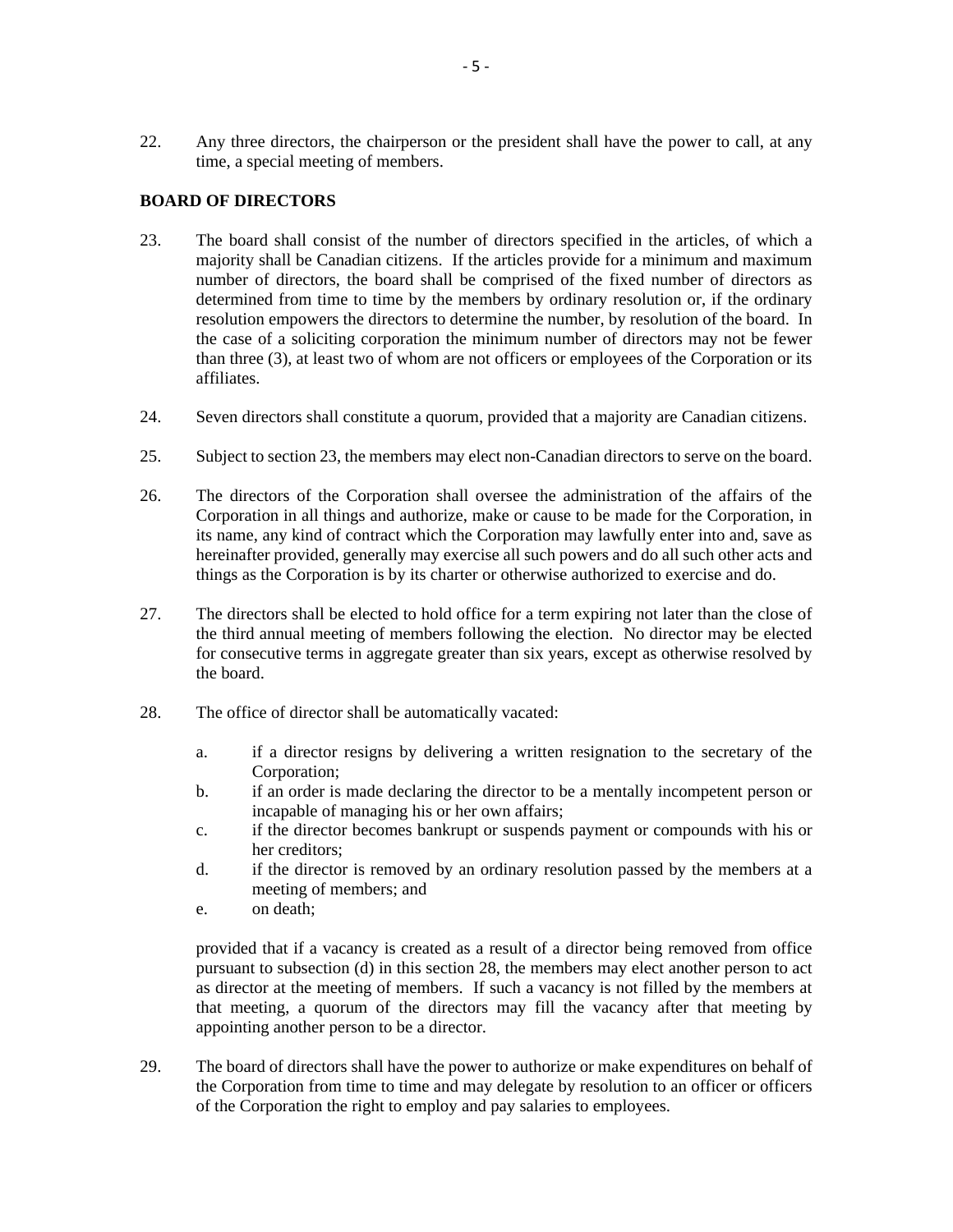22. Any three directors, the chairperson or the president shall have the power to call, at any time, a special meeting of members.

**BOARD OF DIRECTORS**

23. The board shall consist of the number of directors specified in the articles, of which a majority shall be Canadian citizens. If the articles provide for a minimum and maximum number of directors, the board shall be comprised of the fixed number of directors as determined from time to time by the members by ordinary resolution or, if the ordinary resolution empowers the directors to determine the number, by resolution of the board. In the case of a soliciting corporation the minimum number of directors may not be fewer than three (3), at least two of whom are not officers or employees of the Corporation or its affiliates.

24. Seven directors shall constitute a quorum, provided that a majority are Canadian citizens.

25. Subject to section 23, the members may elect non-Canadian directors to serve on the board.

26. The directors of the Corporation shall oversee the administration of the affairs of the Corporation in all things and authorize, make or cause to be made for the Corporation, in its name, any kind of contract which the Corporation may lawfully enter into and, save as hereinafter provided, generally may exercise all such powers and do all such other acts and things as the Corporation is by its charter or otherwise authorized to exercise and do.

27. The directors shall be elected to hold office for a term expiring not later than the close of the third annual meeting of members following the election. No director may be elected for consecutive terms in aggregate greater than six years, except as otherwise resolved by the board.

28. The office of director shall be automatically vacated:

    a. if a director resigns by delivering a written resignation to the secretary of the Corporation;
    b. if an order is made declaring the director to be a mentally incompetent person or incapable of managing his or her own affairs;
    c. if the director becomes bankrupt or suspends payment or compounds with his or her creditors;
    d. if the director is removed by an ordinary resolution passed by the members at a meeting of members; and
    e. on death;

    provided that if a vacancy is created as a result of a director being removed from office pursuant to subsection (d) in this section 28, the members may elect another person to act as director at the meeting of members. If such a vacancy is not filled by the members at that meeting, a quorum of the directors may fill the vacancy after that meeting by appointing another person to be a director.

29. The board of directors shall have the power to authorize or make expenditures on behalf of the Corporation from time to time and may delegate by resolution to an officer or officers of the Corporation the right to employ and pay salaries to employees.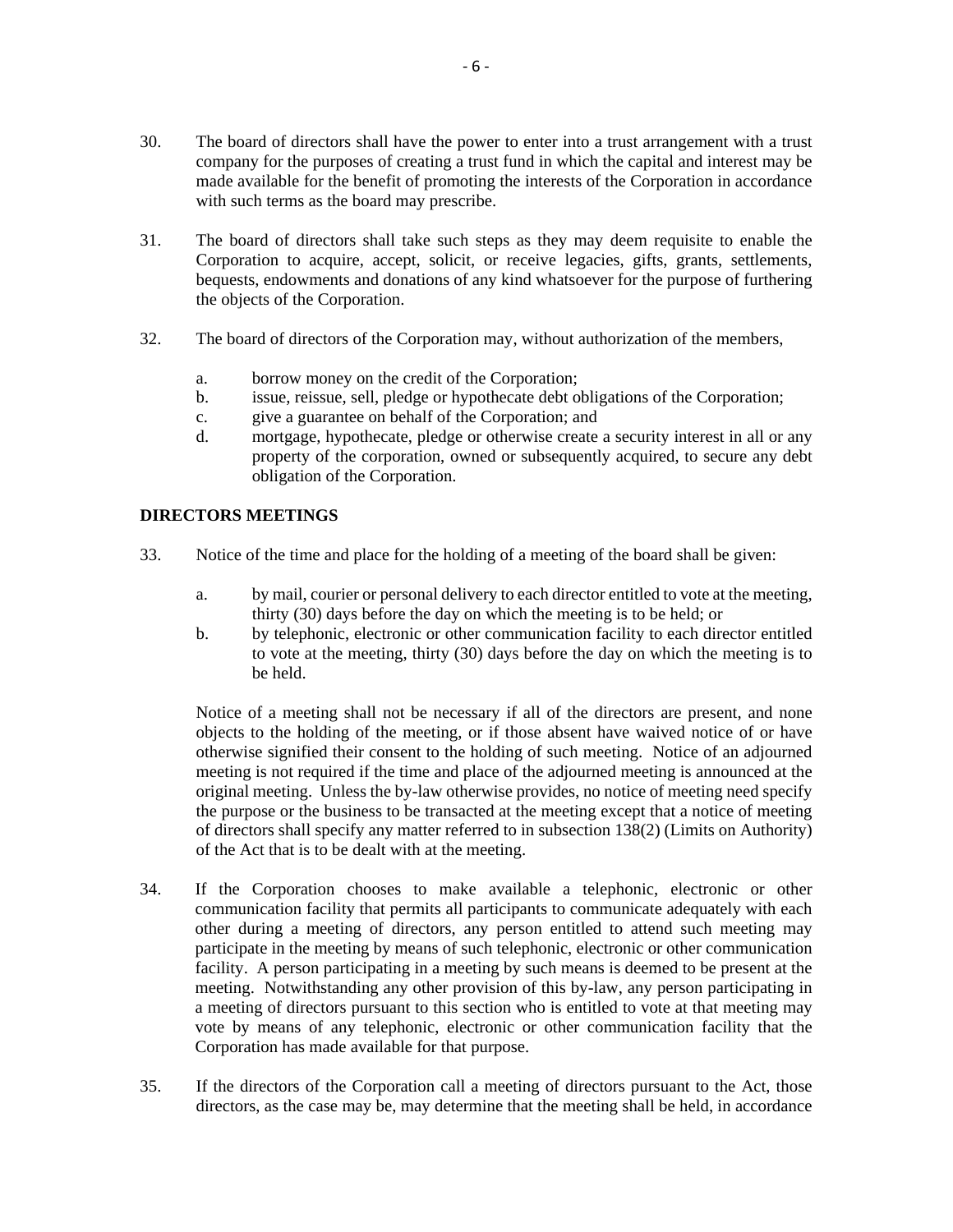30. The board of directors shall have the power to enter into a trust arrangement with a trust company for the purposes of creating a trust fund in which the capital and interest may be made available for the benefit of promoting the interests of the Corporation in accordance with such terms as the board may prescribe.

31. The board of directors shall take such steps as they may deem requisite to enable the Corporation to acquire, accept, solicit, or receive legacies, gifts, grants, settlements, bequests, endowments and donations of any kind whatsoever for the purpose of furthering the objects of the Corporation.

32. The board of directors of the Corporation may, without authorization of the members,

    a. borrow money on the credit of the Corporation;
    b. issue, reissue, sell, pledge or hypothecate debt obligations of the Corporation;
    c. give a guarantee on behalf of the Corporation; and
    d. mortgage, hypothecate, pledge or otherwise create a security interest in all or any property of the corporation, owned or subsequently acquired, to secure any debt obligation of the Corporation.

**DIRECTORS MEETINGS**

33. Notice of the time and place for the holding of a meeting of the board shall be given:

    a. by mail, courier or personal delivery to each director entitled to vote at the meeting, thirty (30) days before the day on which the meeting is to be held; or
    b. by telephonic, electronic or other communication facility to each director entitled to vote at the meeting, thirty (30) days before the day on which the meeting is to be held.

    Notice of a meeting shall not be necessary if all of the directors are present, and none objects to the holding of the meeting, or if those absent have waived notice of or have otherwise signified their consent to the holding of such meeting. Notice of an adjourned meeting is not required if the time and place of the adjourned meeting is announced at the original meeting. Unless the by-law otherwise provides, no notice of meeting need specify the purpose or the business to be transacted at the meeting except that a notice of meeting of directors shall specify any matter referred to in subsection 138(2) (Limits on Authority) of the Act that is to be dealt with at the meeting.

34. If the Corporation chooses to make available a telephonic, electronic or other communication facility that permits all participants to communicate adequately with each other during a meeting of directors, any person entitled to attend such meeting may participate in the meeting by means of such telephonic, electronic or other communication facility. A person participating in a meeting by such means is deemed to be present at the meeting. Notwithstanding any other provision of this by-law, any person participating in a meeting of directors pursuant to this section who is entitled to vote at that meeting may vote by means of any telephonic, electronic or other communication facility that the Corporation has made available for that purpose.

35. If the directors of the Corporation call a meeting of directors pursuant to the Act, those directors, as the case may be, may determine that the meeting shall be held, in accordance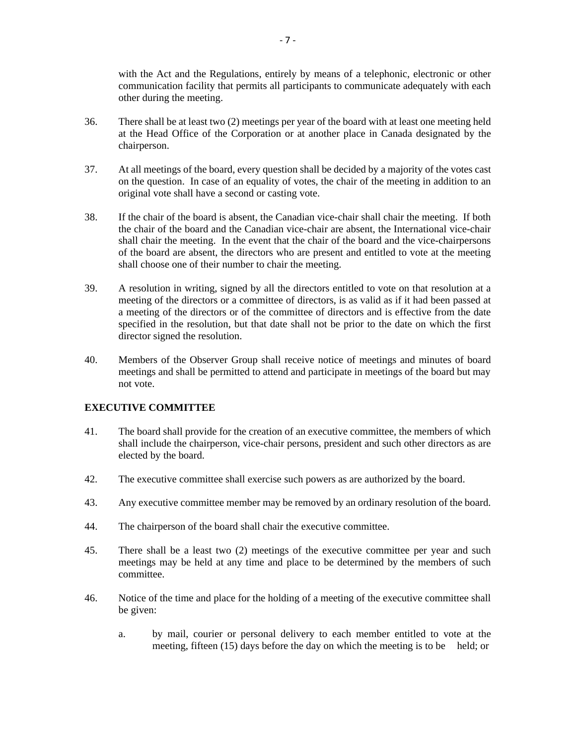with the Act and the Regulations, entirely by means of a telephonic, electronic or other communication facility that permits all participants to communicate adequately with each other during the meeting.

36. There shall be at least two (2) meetings per year of the board with at least one meeting held at the Head Office of the Corporation or at another place in Canada designated by the chairperson.

37. At all meetings of the board, every question shall be decided by a majority of the votes cast on the question. In case of an equality of votes, the chair of the meeting in addition to an original vote shall have a second or casting vote.

38. If the chair of the board is absent, the Canadian vice-chair shall chair the meeting. If both the chair of the board and the Canadian vice-chair are absent, the International vice-chair shall chair the meeting. In the event that the chair of the board and the vice-chairpersons of the board are absent, the directors who are present and entitled to vote at the meeting shall choose one of their number to chair the meeting.

39. A resolution in writing, signed by all the directors entitled to vote on that resolution at a meeting of the directors or a committee of directors, is as valid as if it had been passed at a meeting of the directors or of the committee of directors and is effective from the date specified in the resolution, but that date shall not be prior to the date on which the first director signed the resolution.

40. Members of the Observer Group shall receive notice of meetings and minutes of board meetings and shall be permitted to attend and participate in meetings of the board but may not vote.

**EXECUTIVE COMMITTEE**

41. The board shall provide for the creation of an executive committee, the members of which shall include the chairperson, vice-chair persons, president and such other directors as are elected by the board.

42. The executive committee shall exercise such powers as are authorized by the board.

43. Any executive committee member may be removed by an ordinary resolution of the board.

44. The chairperson of the board shall chair the executive committee.

45. There shall be a least two (2) meetings of the executive committee per year and such meetings may be held at any time and place to be determined by the members of such committee.

46. Notice of the time and place for the holding of a meeting of the executive committee shall be given:

    a. by mail, courier or personal delivery to each member entitled to vote at the meeting, fifteen (15) days before the day on which the meeting is to be held; or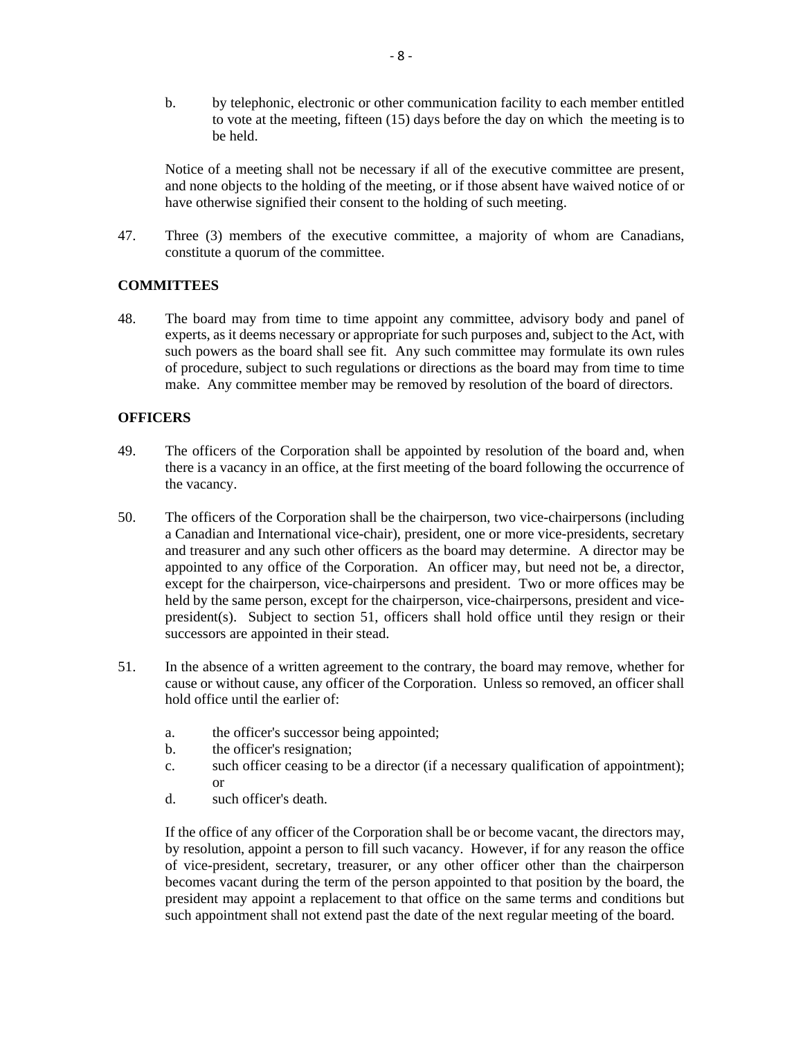b. by telephonic, electronic or other communication facility to each member entitled to vote at the meeting, fifteen (15) days before the day on which the meeting is to be held.

Notice of a meeting shall not be necessary if all of the executive committee are present, and none objects to the holding of the meeting, or if those absent have waived notice of or have otherwise signified their consent to the holding of such meeting.

47. Three (3) members of the executive committee, a majority of whom are Canadians, constitute a quorum of the committee.

**COMMITTEES**

48. The board may from time to time appoint any committee, advisory body and panel of experts, as it deems necessary or appropriate for such purposes and, subject to the Act, with such powers as the board shall see fit. Any such committee may formulate its own rules of procedure, subject to such regulations or directions as the board may from time to time make. Any committee member may be removed by resolution of the board of directors.

**OFFICERS**

49. The officers of the Corporation shall be appointed by resolution of the board and, when there is a vacancy in an office, at the first meeting of the board following the occurrence of the vacancy.

50. The officers of the Corporation shall be the chairperson, two vice-chairpersons (including a Canadian and International vice-chair), president, one or more vice-presidents, secretary and treasurer and any such other officers as the board may determine. A director may be appointed to any office of the Corporation. An officer may, but need not be, a director, except for the chairperson, vice-chairpersons and president. Two or more offices may be held by the same person, except for the chairperson, vice-chairpersons, president and vice-president(s). Subject to section 51, officers shall hold office until they resign or their successors are appointed in their stead.

51. In the absence of a written agreement to the contrary, the board may remove, whether for cause or without cause, any officer of the Corporation. Unless so removed, an officer shall hold office until the earlier of:

   a. the officer's successor being appointed;
   b. the officer's resignation;
   c. such officer ceasing to be a director (if a necessary qualification of appointment); or
   d. such officer's death.

If the office of any officer of the Corporation shall be or become vacant, the directors may, by resolution, appoint a person to fill such vacancy. However, if for any reason the office of vice-president, secretary, treasurer, or any other officer other than the chairperson becomes vacant during the term of the person appointed to that position by the board, the president may appoint a replacement to that office on the same terms and conditions but such appointment shall not extend past the date of the next regular meeting of the board.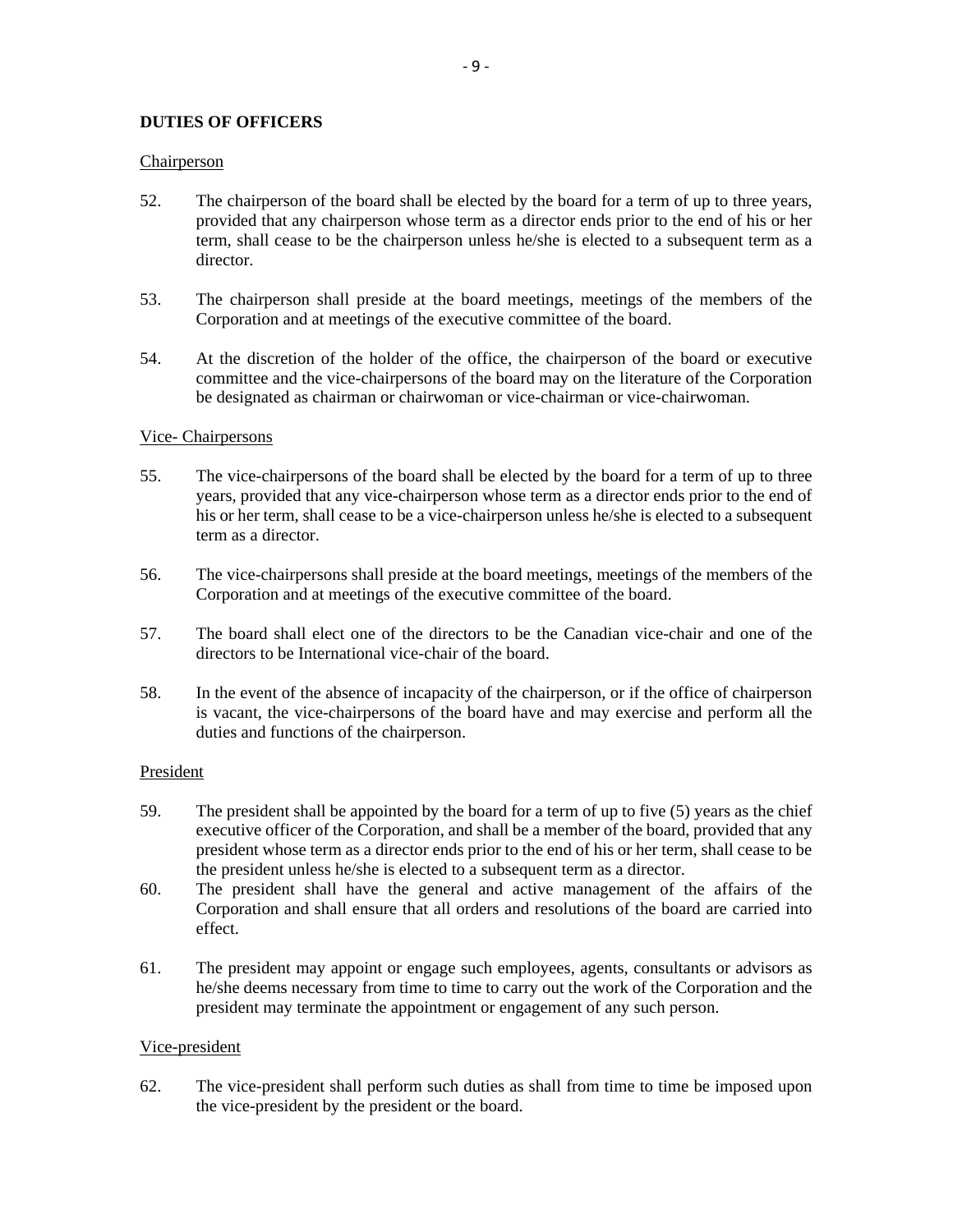## DUTIES OF OFFICERS

Chairperson

52. The chairperson of the board shall be elected by the board for a term of up to three years, provided that any chairperson whose term as a director ends prior to the end of his or her term, shall cease to be the chairperson unless he/she is elected to a subsequent term as a director.

53. The chairperson shall preside at the board meetings, meetings of the members of the Corporation and at meetings of the executive committee of the board.

54. At the discretion of the holder of the office, the chairperson of the board or executive committee and the vice-chairpersons of the board may on the literature of the Corporation be designated as chairman or chairwoman or vice-chairman or vice-chairwoman.

Vice- Chairpersons

55. The vice-chairpersons of the board shall be elected by the board for a term of up to three years, provided that any vice-chairperson whose term as a director ends prior to the end of his or her term, shall cease to be a vice-chairperson unless he/she is elected to a subsequent term as a director.

56. The vice-chairpersons shall preside at the board meetings, meetings of the members of the Corporation and at meetings of the executive committee of the board.

57. The board shall elect one of the directors to be the Canadian vice-chair and one of the directors to be International vice-chair of the board.

58. In the event of the absence of incapacity of the chairperson, or if the office of chairperson is vacant, the vice-chairpersons of the board have and may exercise and perform all the duties and functions of the chairperson.

President

59. The president shall be appointed by the board for a term of up to five (5) years as the chief executive officer of the Corporation, and shall be a member of the board, provided that any president whose term as a director ends prior to the end of his or her term, shall cease to be the president unless he/she is elected to a subsequent term as a director.

60. The president shall have the general and active management of the affairs of the Corporation and shall ensure that all orders and resolutions of the board are carried into effect.

61. The president may appoint or engage such employees, agents, consultants or advisors as he/she deems necessary from time to time to carry out the work of the Corporation and the president may terminate the appointment or engagement of any such person.

Vice-president

62. The vice-president shall perform such duties as shall from time to time be imposed upon the vice-president by the president or the board.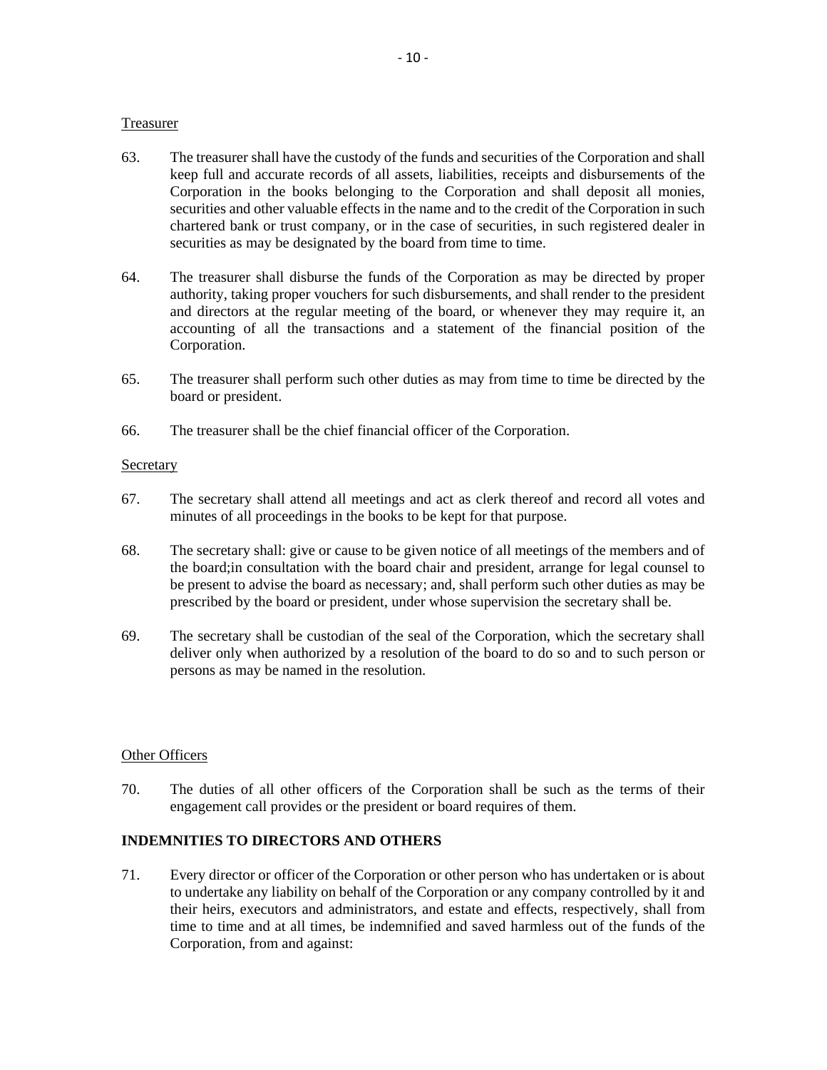Treasurer

63. The treasurer shall have the custody of the funds and securities of the Corporation and shall keep full and accurate records of all assets, liabilities, receipts and disbursements of the Corporation in the books belonging to the Corporation and shall deposit all monies, securities and other valuable effects in the name and to the credit of the Corporation in such chartered bank or trust company, or in the case of securities, in such registered dealer in securities as may be designated by the board from time to time.

64. The treasurer shall disburse the funds of the Corporation as may be directed by proper authority, taking proper vouchers for such disbursements, and shall render to the president and directors at the regular meeting of the board, or whenever they may require it, an accounting of all the transactions and a statement of the financial position of the Corporation.

65. The treasurer shall perform such other duties as may from time to time be directed by the board or president.

66. The treasurer shall be the chief financial officer of the Corporation.

Secretary

67. The secretary shall attend all meetings and act as clerk thereof and record all votes and minutes of all proceedings in the books to be kept for that purpose.

68. The secretary shall: give or cause to be given notice of all meetings of the members and of the board;in consultation with the board chair and president, arrange for legal counsel to be present to advise the board as necessary; and, shall perform such other duties as may be prescribed by the board or president, under whose supervision the secretary shall be.

69. The secretary shall be custodian of the seal of the Corporation, which the secretary shall deliver only when authorized by a resolution of the board to do so and to such person or persons as may be named in the resolution.

Other Officers

70. The duties of all other officers of the Corporation shall be such as the terms of their engagement call provides or the president or board requires of them.

**INDEMNITIES TO DIRECTORS AND OTHERS**

71. Every director or officer of the Corporation or other person who has undertaken or is about to undertake any liability on behalf of the Corporation or any company controlled by it and their heirs, executors and administrators, and estate and effects, respectively, shall from time to time and at all times, be indemnified and saved harmless out of the funds of the Corporation, from and against: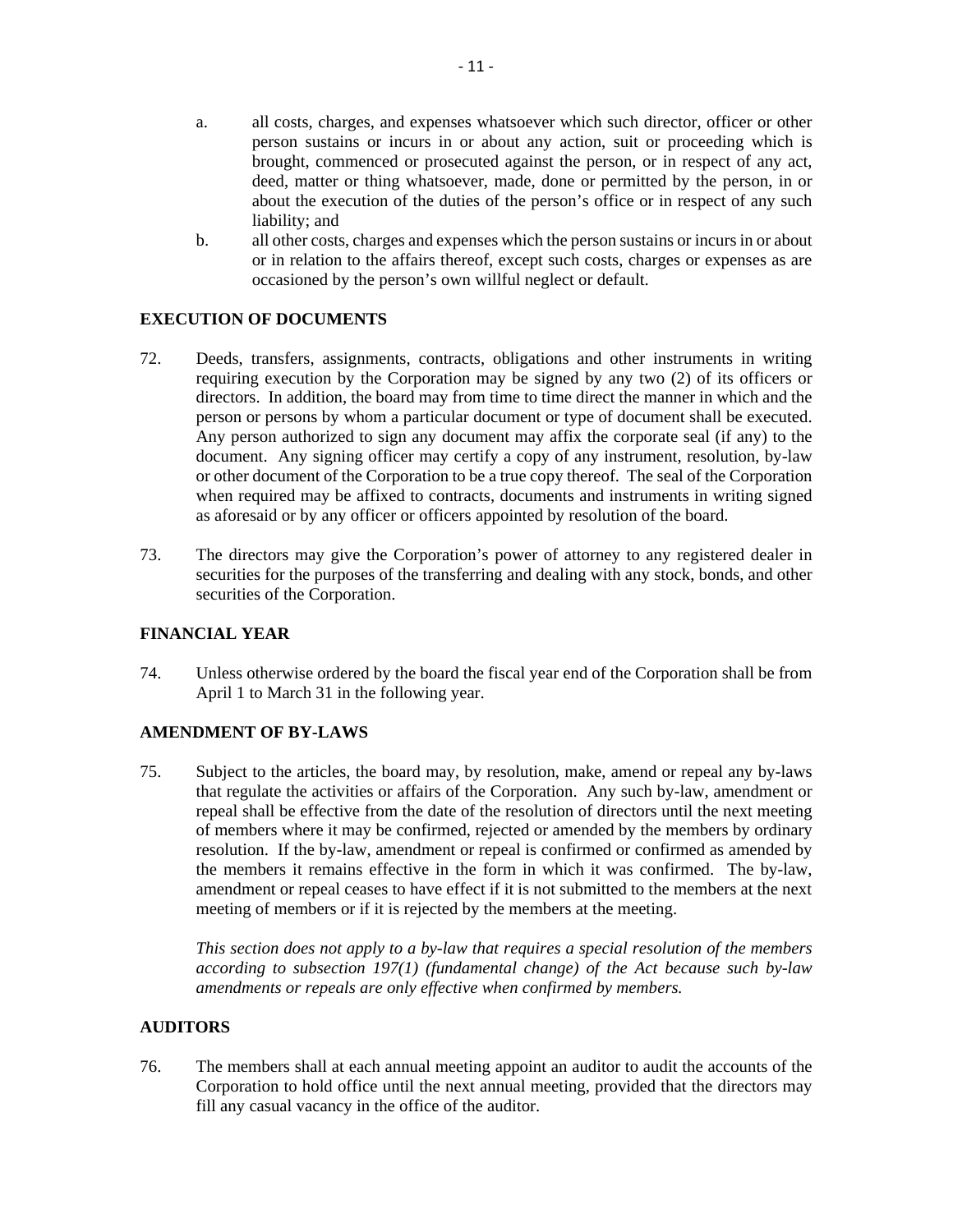a. all costs, charges, and expenses whatsoever which such director, officer or other person sustains or incurs in or about any action, suit or proceeding which is brought, commenced or prosecuted against the person, or in respect of any act, deed, matter or thing whatsoever, made, done or permitted by the person, in or about the execution of the duties of the person's office or in respect of any such liability; and

b. all other costs, charges and expenses which the person sustains or incurs in or about or in relation to the affairs thereof, except such costs, charges or expenses as are occasioned by the person's own willful neglect or default.

## EXECUTION OF DOCUMENTS

72. Deeds, transfers, assignments, contracts, obligations and other instruments in writing requiring execution by the Corporation may be signed by any two (2) of its officers or directors. In addition, the board may from time to time direct the manner in which and the person or persons by whom a particular document or type of document shall be executed. Any person authorized to sign any document may affix the corporate seal (if any) to the document. Any signing officer may certify a copy of any instrument, resolution, by-law or other document of the Corporation to be a true copy thereof. The seal of the Corporation when required may be affixed to contracts, documents and instruments in writing signed as aforesaid or by any officer or officers appointed by resolution of the board.

73. The directors may give the Corporation's power of attorney to any registered dealer in securities for the purposes of the transferring and dealing with any stock, bonds, and other securities of the Corporation.

## FINANCIAL YEAR

74. Unless otherwise ordered by the board the fiscal year end of the Corporation shall be from April 1 to March 31 in the following year.

## AMENDMENT OF BY-LAWS

75. Subject to the articles, the board may, by resolution, make, amend or repeal any by-laws that regulate the activities or affairs of the Corporation. Any such by-law, amendment or repeal shall be effective from the date of the resolution of directors until the next meeting of members where it may be confirmed, rejected or amended by the members by ordinary resolution. If the by-law, amendment or repeal is confirmed or confirmed as amended by the members it remains effective in the form in which it was confirmed. The by-law, amendment or repeal ceases to have effect if it is not submitted to the members at the next meeting of members or if it is rejected by the members at the meeting.

*This section does not apply to a by-law that requires a special resolution of the members according to subsection 197(1) (fundamental change) of the Act because such by-law amendments or repeals are only effective when confirmed by members.*

## AUDITORS

76. The members shall at each annual meeting appoint an auditor to audit the accounts of the Corporation to hold office until the next annual meeting, provided that the directors may fill any casual vacancy in the office of the auditor.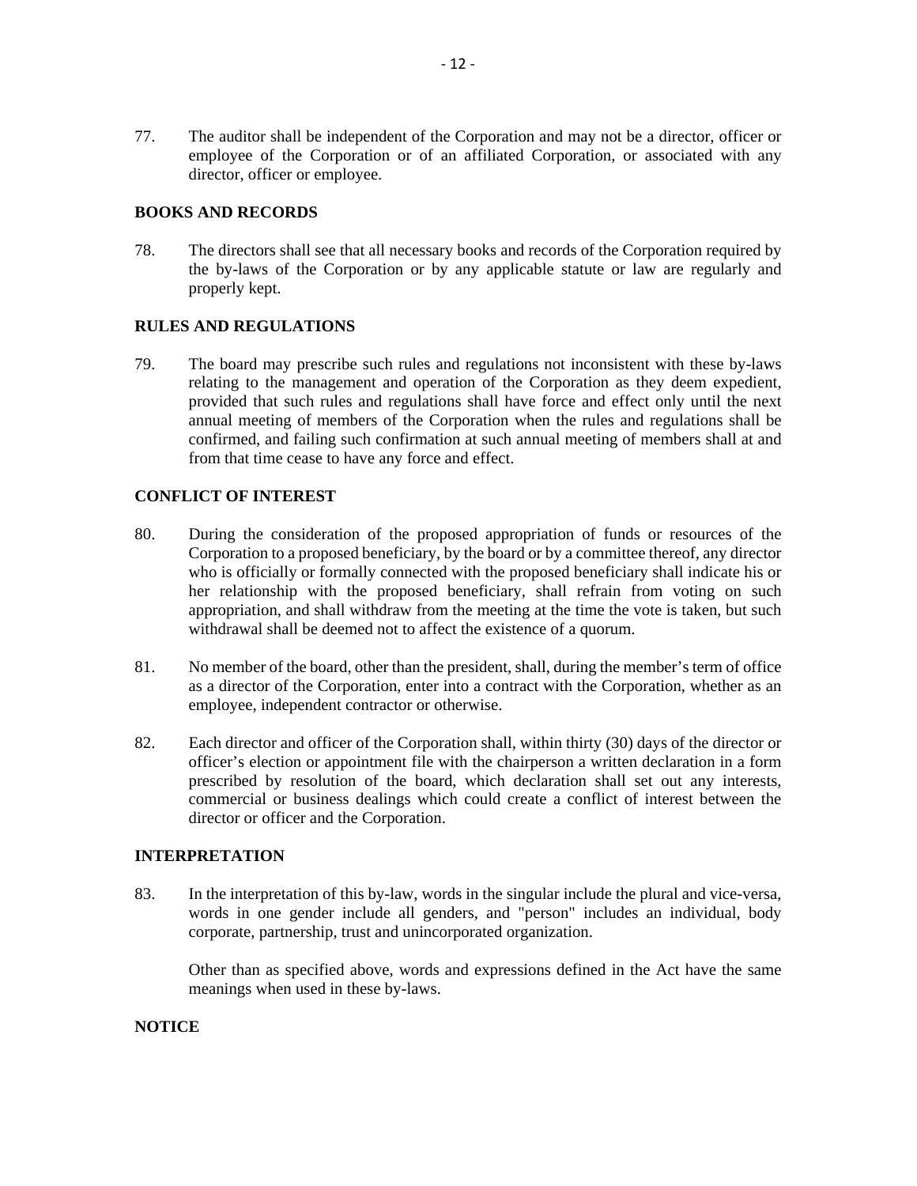77. The auditor shall be independent of the Corporation and may not be a director, officer or employee of the Corporation or of an affiliated Corporation, or associated with any director, officer or employee.

## BOOKS AND RECORDS

78. The directors shall see that all necessary books and records of the Corporation required by the by-laws of the Corporation or by any applicable statute or law are regularly and properly kept.

## RULES AND REGULATIONS

79. The board may prescribe such rules and regulations not inconsistent with these by-laws relating to the management and operation of the Corporation as they deem expedient, provided that such rules and regulations shall have force and effect only until the next annual meeting of members of the Corporation when the rules and regulations shall be confirmed, and failing such confirmation at such annual meeting of members shall at and from that time cease to have any force and effect.

## CONFLICT OF INTEREST

80. During the consideration of the proposed appropriation of funds or resources of the Corporation to a proposed beneficiary, by the board or by a committee thereof, any director who is officially or formally connected with the proposed beneficiary shall indicate his or her relationship with the proposed beneficiary, shall refrain from voting on such appropriation, and shall withdraw from the meeting at the time the vote is taken, but such withdrawal shall be deemed not to affect the existence of a quorum.

81. No member of the board, other than the president, shall, during the member's term of office as a director of the Corporation, enter into a contract with the Corporation, whether as an employee, independent contractor or otherwise.

82. Each director and officer of the Corporation shall, within thirty (30) days of the director or officer's election or appointment file with the chairperson a written declaration in a form prescribed by resolution of the board, which declaration shall set out any interests, commercial or business dealings which could create a conflict of interest between the director or officer and the Corporation.

## INTERPRETATION

83. In the interpretation of this by-law, words in the singular include the plural and vice-versa, words in one gender include all genders, and "person" includes an individual, body corporate, partnership, trust and unincorporated organization.

    Other than as specified above, words and expressions defined in the Act have the same meanings when used in these by-laws.

## NOTICE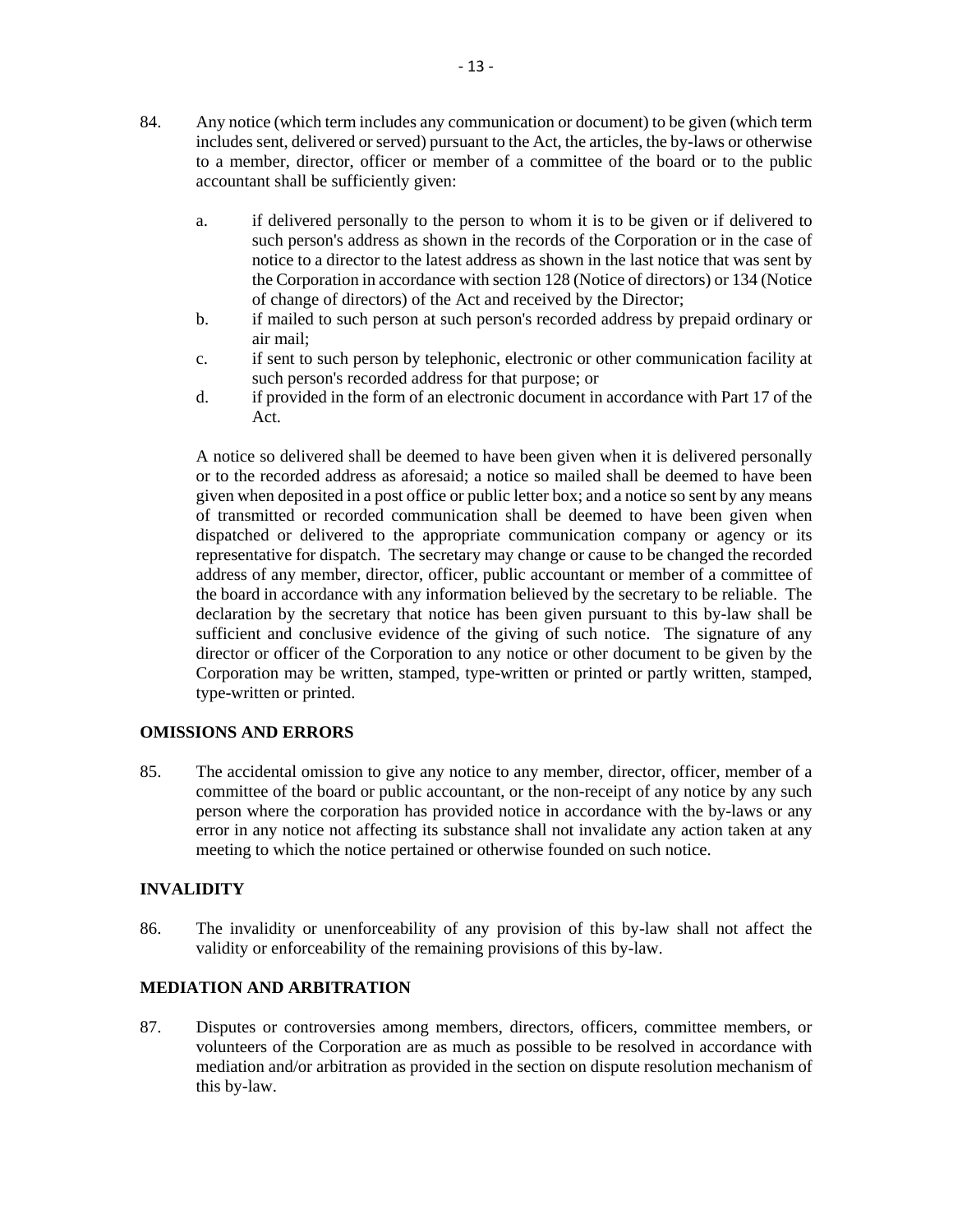84. Any notice (which term includes any communication or document) to be given (which term includes sent, delivered or served) pursuant to the Act, the articles, the by-laws or otherwise to a member, director, officer or member of a committee of the board or to the public accountant shall be sufficiently given:

    a. if delivered personally to the person to whom it is to be given or if delivered to such person's address as shown in the records of the Corporation or in the case of notice to a director to the latest address as shown in the last notice that was sent by the Corporation in accordance with section 128 (Notice of directors) or 134 (Notice of change of directors) of the Act and received by the Director;
    b. if mailed to such person at such person's recorded address by prepaid ordinary or air mail;
    c. if sent to such person by telephonic, electronic or other communication facility at such person's recorded address for that purpose; or
    d. if provided in the form of an electronic document in accordance with Part 17 of the Act.

    A notice so delivered shall be deemed to have been given when it is delivered personally or to the recorded address as aforesaid; a notice so mailed shall be deemed to have been given when deposited in a post office or public letter box; and a notice so sent by any means of transmitted or recorded communication shall be deemed to have been given when dispatched or delivered to the appropriate communication company or agency or its representative for dispatch. The secretary may change or cause to be changed the recorded address of any member, director, officer, public accountant or member of a committee of the board in accordance with any information believed by the secretary to be reliable. The declaration by the secretary that notice has been given pursuant to this by-law shall be sufficient and conclusive evidence of the giving of such notice. The signature of any director or officer of the Corporation to any notice or other document to be given by the Corporation may be written, stamped, type-written or printed or partly written, stamped, type-written or printed.

## OMISSIONS AND ERRORS

85. The accidental omission to give any notice to any member, director, officer, member of a committee of the board or public accountant, or the non-receipt of any notice by any such person where the corporation has provided notice in accordance with the by-laws or any error in any notice not affecting its substance shall not invalidate any action taken at any meeting to which the notice pertained or otherwise founded on such notice.

## INVALIDITY

86. The invalidity or unenforceability of any provision of this by-law shall not affect the validity or enforceability of the remaining provisions of this by-law.

## MEDIATION AND ARBITRATION

87. Disputes or controversies among members, directors, officers, committee members, or volunteers of the Corporation are as much as possible to be resolved in accordance with mediation and/or arbitration as provided in the section on dispute resolution mechanism of this by-law.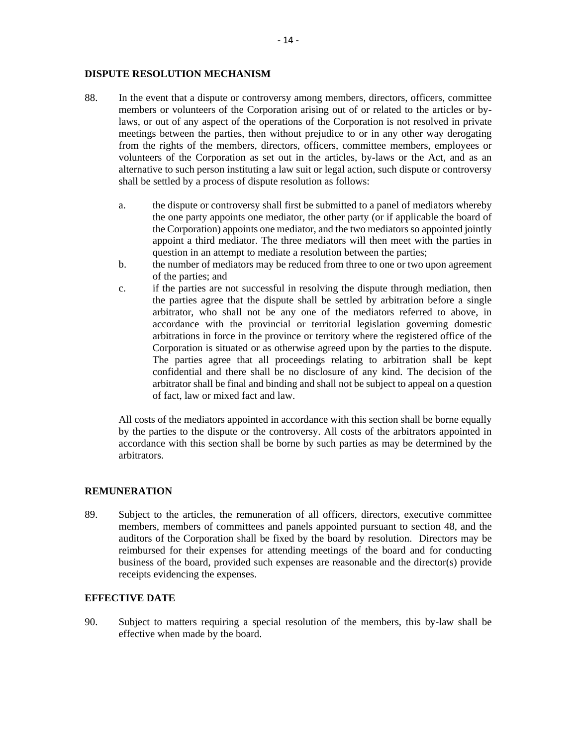## DISPUTE RESOLUTION MECHANISM

88. In the event that a dispute or controversy among members, directors, officers, committee members or volunteers of the Corporation arising out of or related to the articles or by-laws, or out of any aspect of the operations of the Corporation is not resolved in private meetings between the parties, then without prejudice to or in any other way derogating from the rights of the members, directors, officers, committee members, employees or volunteers of the Corporation as set out in the articles, by-laws or the Act, and as an alternative to such person instituting a law suit or legal action, such dispute or controversy shall be settled by a process of dispute resolution as follows:

   a. the dispute or controversy shall first be submitted to a panel of mediators whereby the one party appoints one mediator, the other party (or if applicable the board of the Corporation) appoints one mediator, and the two mediators so appointed jointly appoint a third mediator. The three mediators will then meet with the parties in question in an attempt to mediate a resolution between the parties;
   b. the number of mediators may be reduced from three to one or two upon agreement of the parties; and
   c. if the parties are not successful in resolving the dispute through mediation, then the parties agree that the dispute shall be settled by arbitration before a single arbitrator, who shall not be any one of the mediators referred to above, in accordance with the provincial or territorial legislation governing domestic arbitrations in force in the province or territory where the registered office of the Corporation is situated or as otherwise agreed upon by the parties to the dispute. The parties agree that all proceedings relating to arbitration shall be kept confidential and there shall be no disclosure of any kind. The decision of the arbitrator shall be final and binding and shall not be subject to appeal on a question of fact, law or mixed fact and law.

   All costs of the mediators appointed in accordance with this section shall be borne equally by the parties to the dispute or the controversy. All costs of the arbitrators appointed in accordance with this section shall be borne by such parties as may be determined by the arbitrators.

## REMUNERATION

89. Subject to the articles, the remuneration of all officers, directors, executive committee members, members of committees and panels appointed pursuant to section 48, and the auditors of the Corporation shall be fixed by the board by resolution. Directors may be reimbursed for their expenses for attending meetings of the board and for conducting business of the board, provided such expenses are reasonable and the director(s) provide receipts evidencing the expenses.

## EFFECTIVE DATE

90. Subject to matters requiring a special resolution of the members, this by-law shall be effective when made by the board.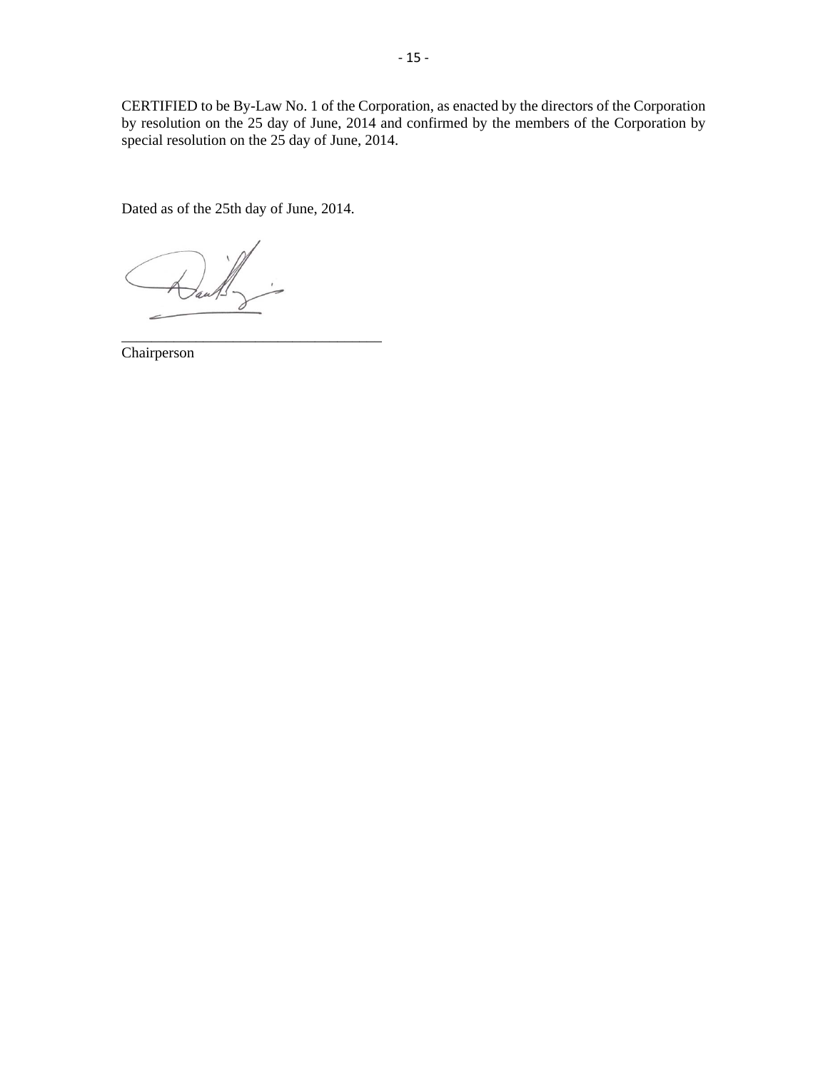CERTIFIED to be By-Law No. 1 of the Corporation, as enacted by the directors of the Corporation by resolution on the 25 day of June, 2014 and confirmed by the members of the Corporation by special resolution on the 25 day of June, 2014.

Dated as of the 25th day of June, 2014.

___________________________________
Chairperson